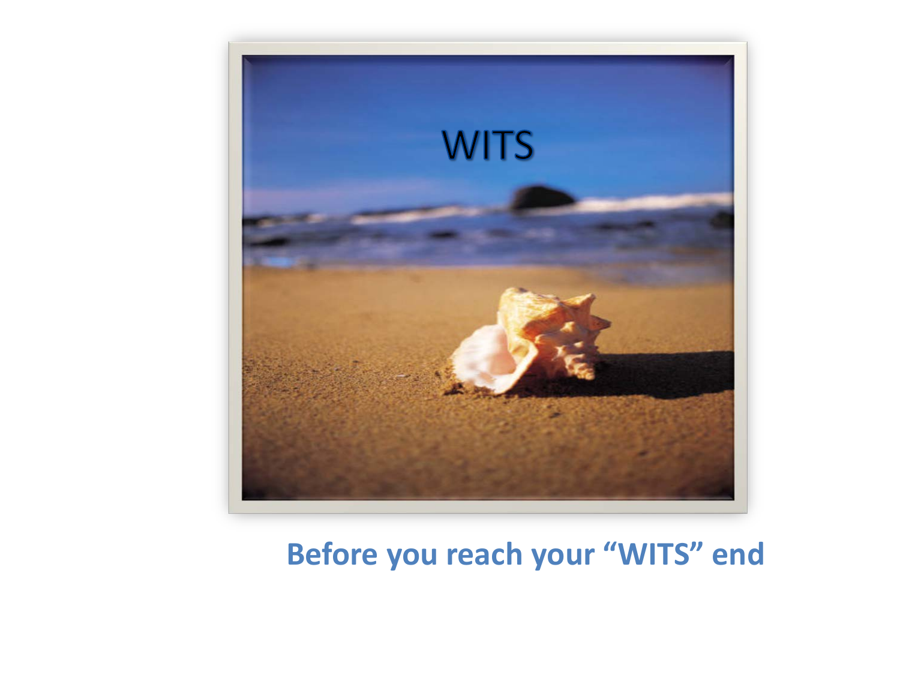WITS

**Before you reach your "WITS" end**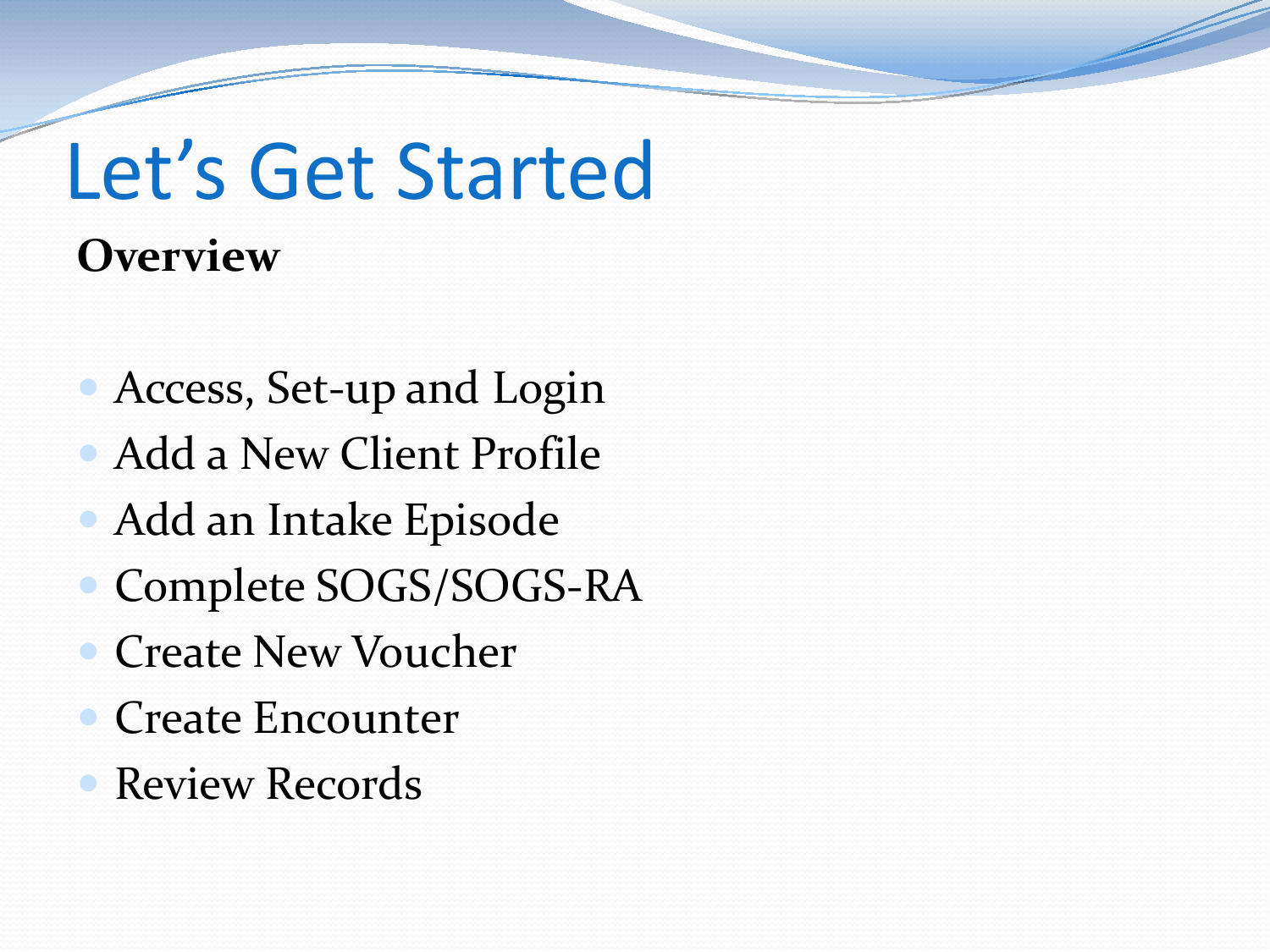# Let’s Get Started

**Overview**

- Access, Set-up and Login
- Add a New Client Profile
- Add an Intake Episode
- Complete SOGS/SOGS-RA
- Create New Voucher
- Create Encounter
- Review Records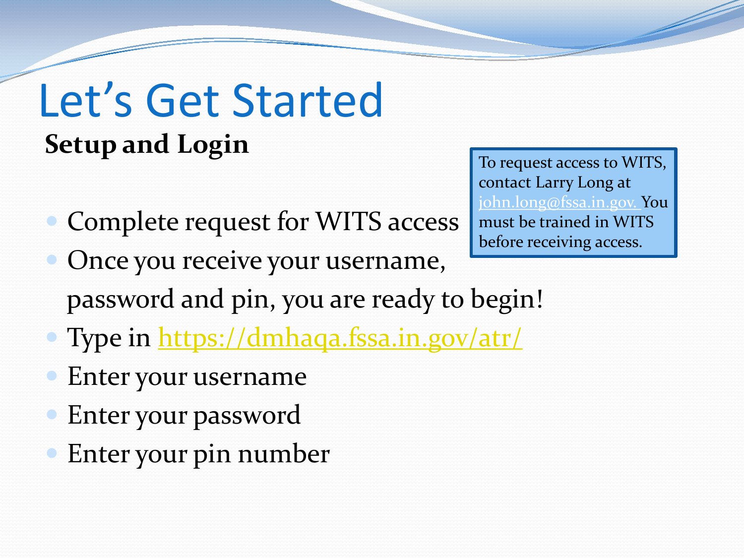# Let's Get Started

**Setup and Login**

> To request access to WITS, contact Larry Long at john.long@fssa.in.gov. You must be trained in WITS before receiving access.

- Complete request for WITS access
- Once you receive your username, password and pin, you are ready to begin!
- Type in https://dmhaqa.fssa.in.gov/atr/
- Enter your username
- Enter your password
- Enter your pin number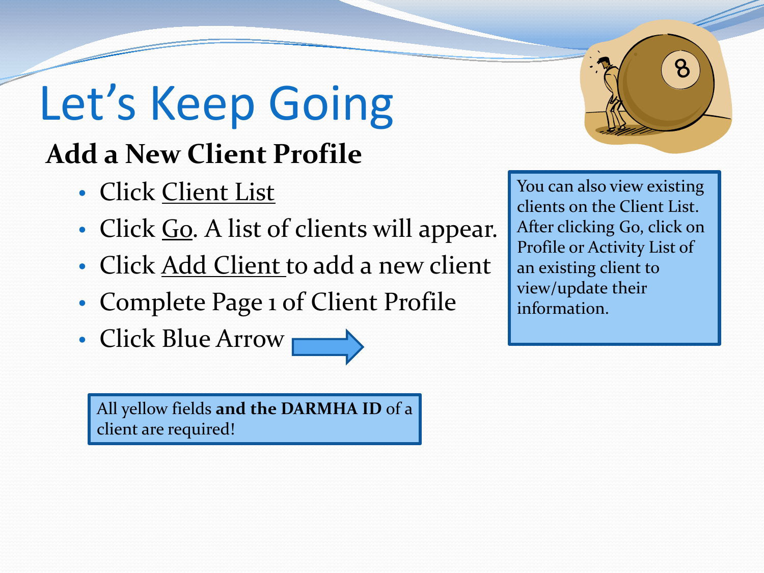# Let's Keep Going

## Add a New Client Profile

- Click Client List
- Click Go. A list of clients will appear.
- Click Add Client to add a new client
- Complete Page 1 of Client Profile
- Click Blue Arrow

You can also view existing clients on the Client List. After clicking Go, click on Profile or Activity List of an existing client to view/update their information.

All yellow fields **and the DARMHA ID** of a client are required!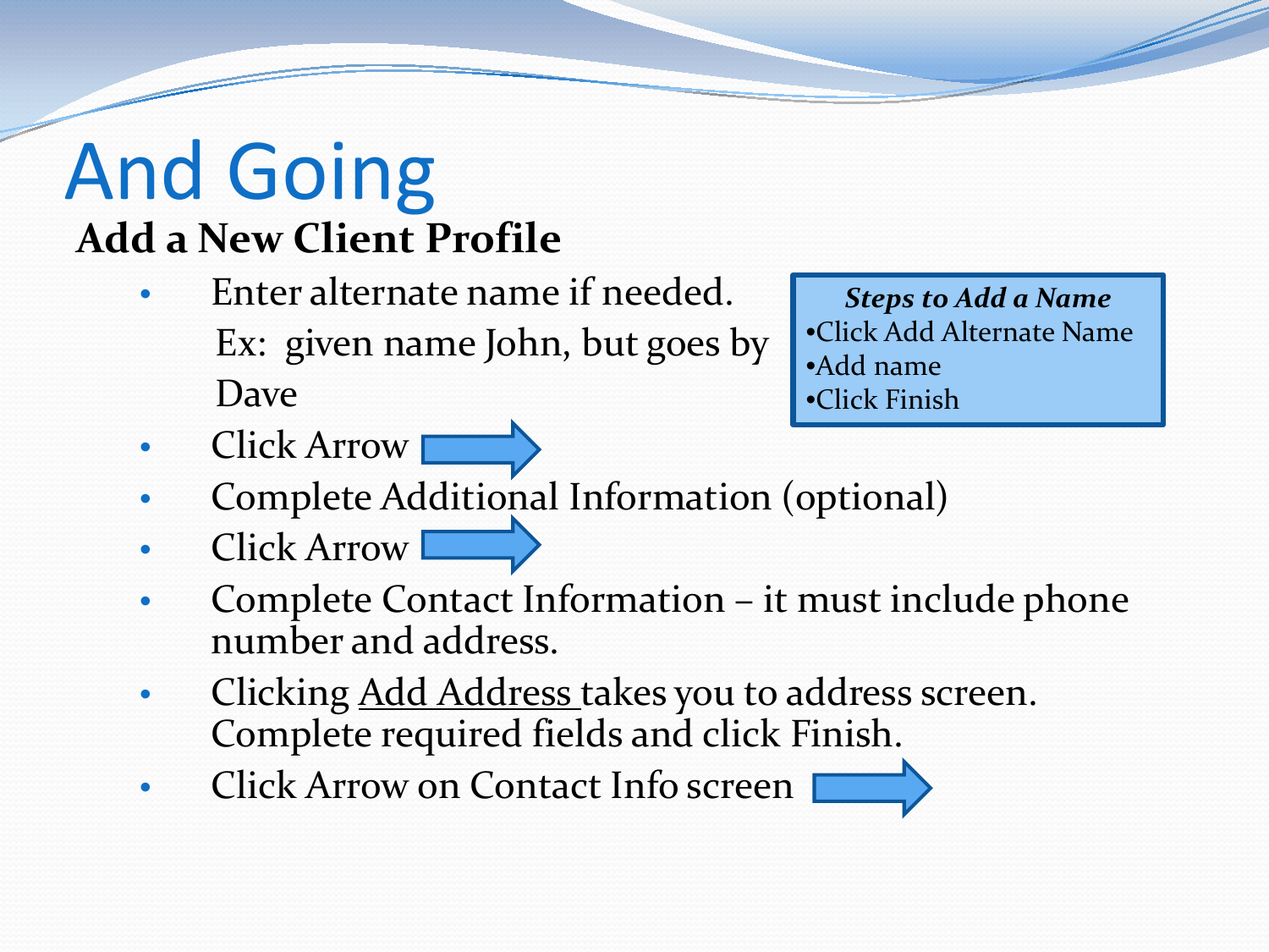# And Going

## Add a New Client Profile

- Enter alternate name if needed.
  Ex: given name John, but goes by Dave

> ***Steps to Add a Name***
> - Click Add Alternate Name
> - Add name
> - Click Finish

- Click Arrow
- Complete Additional Information (optional)
- Click Arrow
- Complete Contact Information – it must include phone number and address.
- Clicking Add Address takes you to address screen. Complete required fields and click Finish.
- Click Arrow on Contact Info screen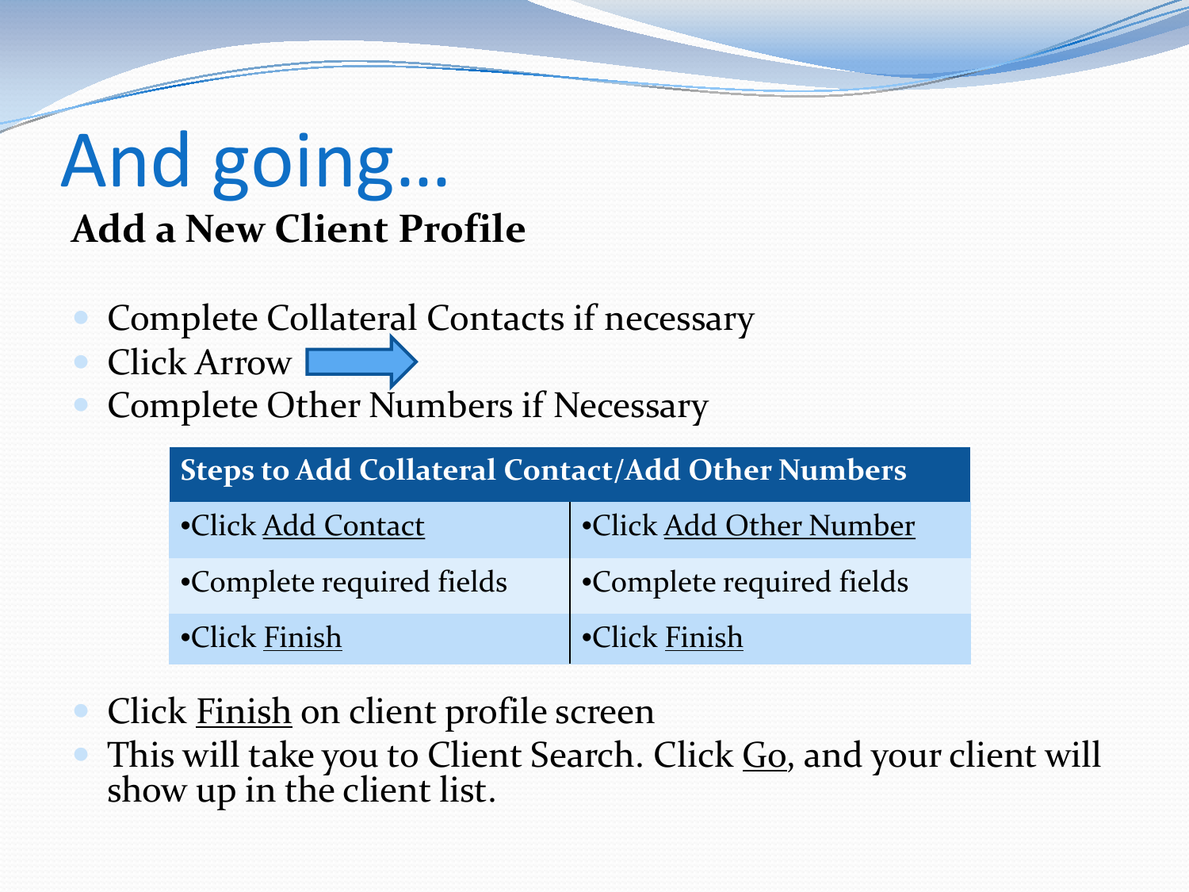# And going…

## Add a New Client Profile

- Complete Collateral Contacts if necessary
- Click Arrow
- Complete Other Numbers if Necessary

| Steps to Add Collateral Contact/Add Other Numbers | |
|---|---|
| •Click Add Contact | •Click Add Other Number |
| •Complete required fields | •Complete required fields |
| •Click Finish | •Click Finish |

- Click Finish on client profile screen
- This will take you to Client Search. Click Go, and your client will show up in the client list.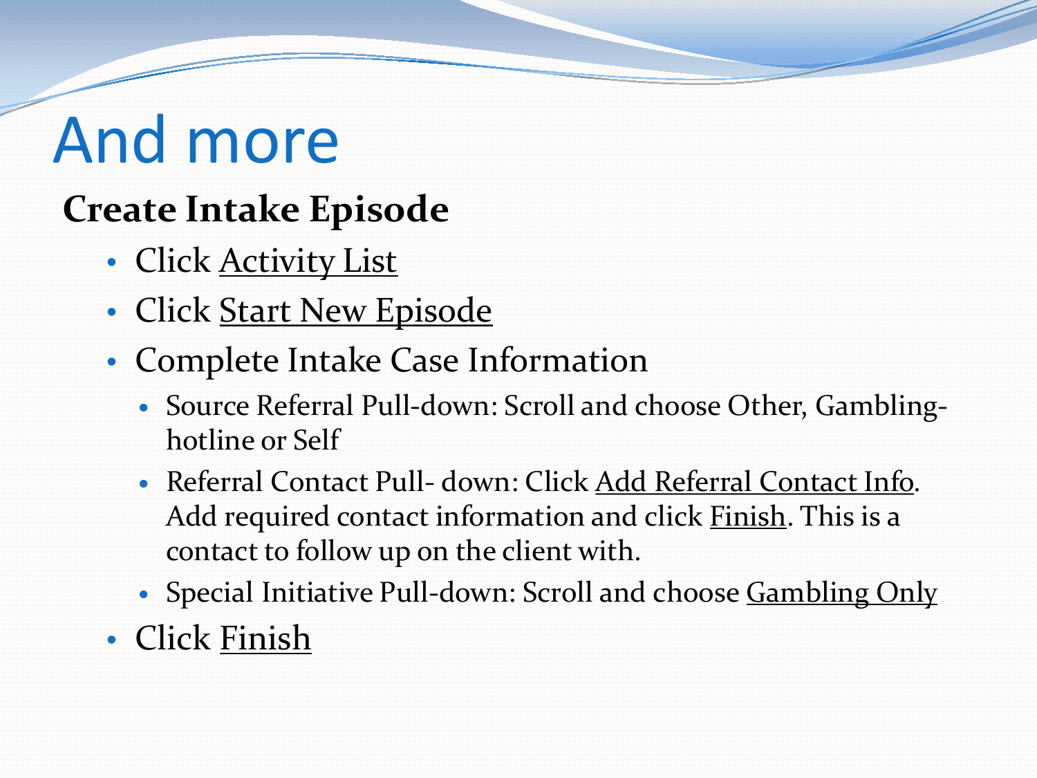# And more

**Create Intake Episode**

- Click Activity List
- Click Start New Episode
- Complete Intake Case Information
  - Source Referral Pull-down: Scroll and choose Other, Gambling-hotline or Self
  - Referral Contact Pull- down: Click Add Referral Contact Info. Add required contact information and click Finish. This is a contact to follow up on the client with.
  - Special Initiative Pull-down: Scroll and choose Gambling Only
- Click Finish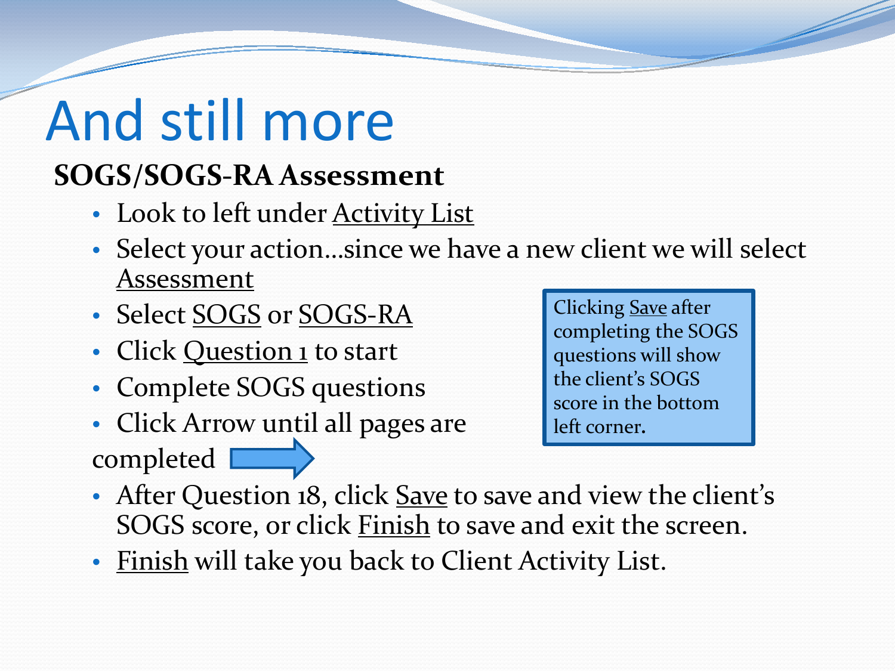# And still more

**SOGS/SOGS-RA Assessment**

- Look to left under Activity List
- Select your action…since we have a new client we will select Assessment
- Select SOGS or SOGS-RA
- Click Question 1 to start
- Complete SOGS questions
- Click Arrow until all pages are completed
- After Question 18, click Save to save and view the client's SOGS score, or click Finish to save and exit the screen.
- Finish will take you back to Client Activity List.

Clicking Save after completing the SOGS questions will show the client's SOGS score in the bottom left corner.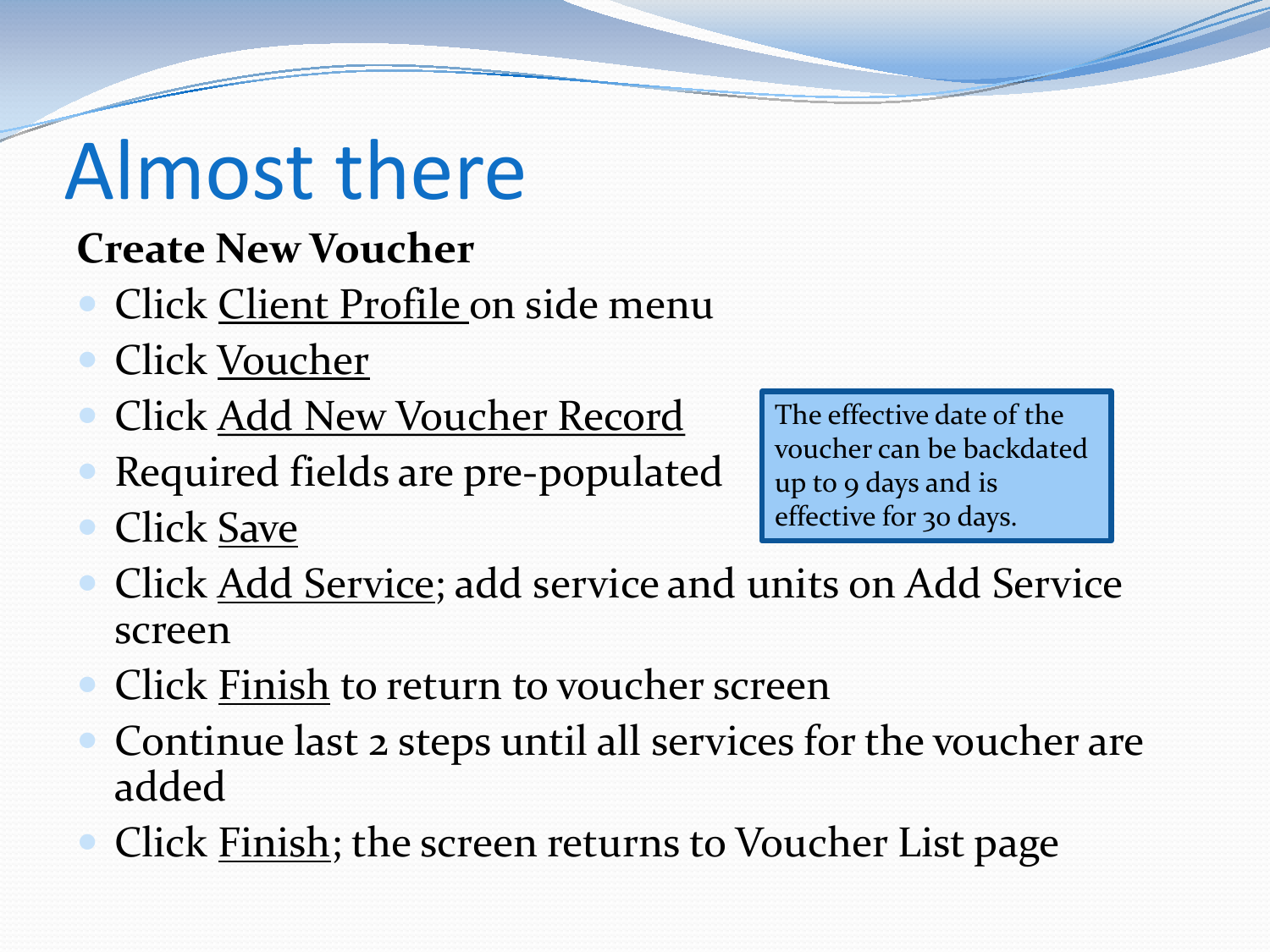# Almost there

**Create New Voucher**

- Click Client Profile on side menu
- Click Voucher
- Click Add New Voucher Record
- Required fields are pre-populated
- Click Save
- Click Add Service; add service and units on Add Service screen
- Click Finish to return to voucher screen
- Continue last 2 steps until all services for the voucher are added
- Click Finish; the screen returns to Voucher List page

The effective date of the voucher can be backdated up to 9 days and is effective for 30 days.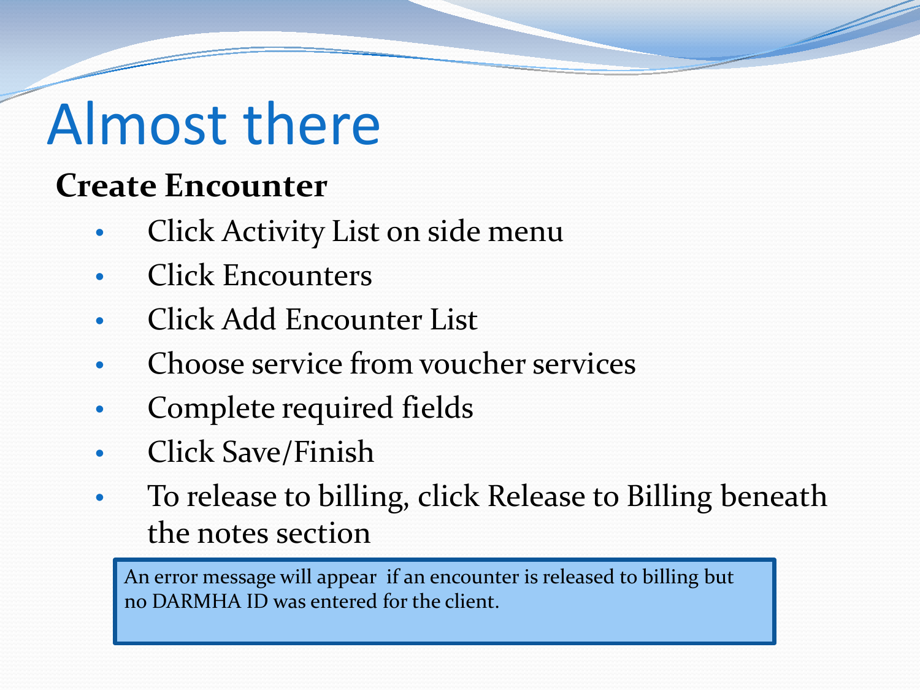# Almost there

**Create Encounter**

- Click Activity List on side menu
- Click Encounters
- Click Add Encounter List
- Choose service from voucher services
- Complete required fields
- Click Save/Finish
- To release to billing, click Release to Billing beneath the notes section

> An error message will appear if an encounter is released to billing but no DARMHA ID was entered for the client.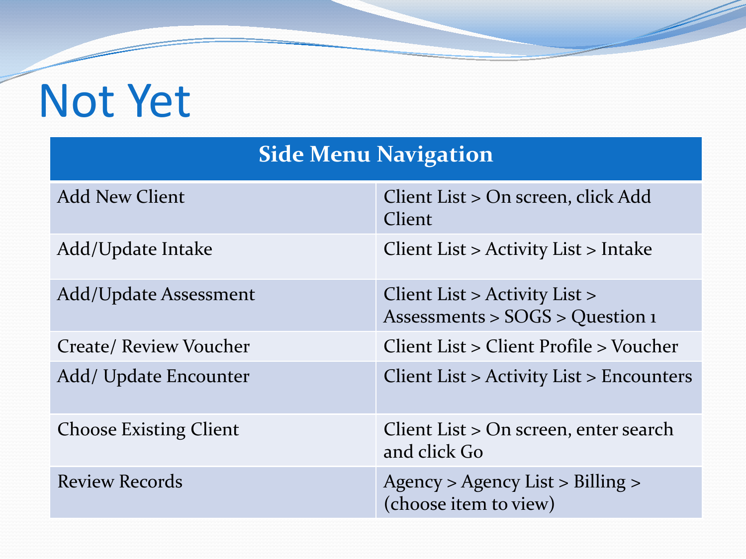# Not Yet

| Side Menu Navigation | |
|---|---|
| Add New Client | Client List > On screen, click Add Client |
| Add/Update Intake | Client List > Activity List > Intake |
| Add/Update Assessment | Client List > Activity List > Assessments > SOGS > Question 1 |
| Create/ Review Voucher | Client List > Client Profile > Voucher |
| Add/ Update Encounter | Client List > Activity List > Encounters |
| Choose Existing Client | Client List > On screen, enter search and click Go |
| Review Records | Agency > Agency List > Billing > (choose item to view) |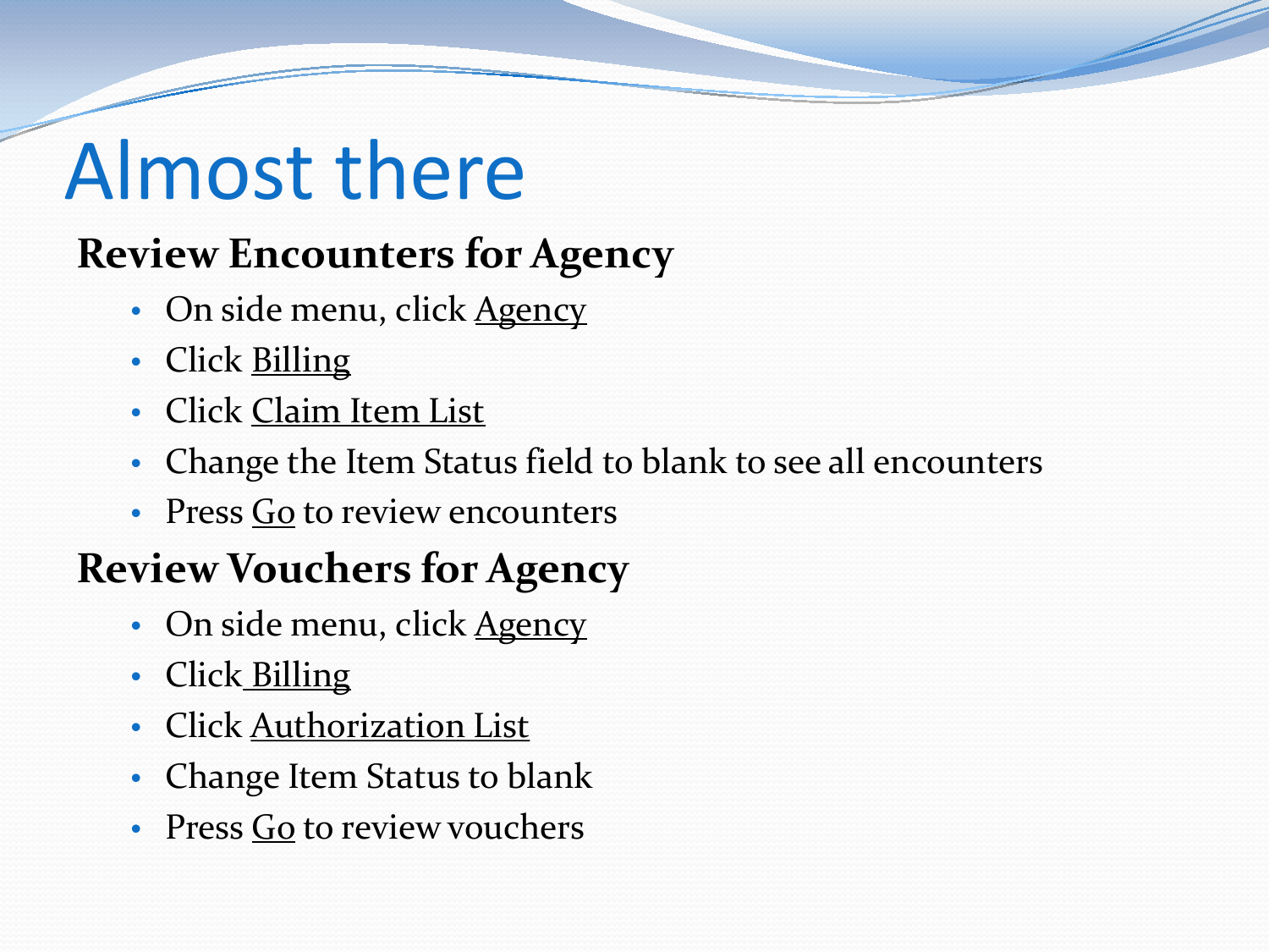# Almost there

## Review Encounters for Agency

- On side menu, click Agency
- Click Billing
- Click Claim Item List
- Change the Item Status field to blank to see all encounters
- Press Go to review encounters

## Review Vouchers for Agency

- On side menu, click Agency
- Click Billing
- Click Authorization List
- Change Item Status to blank
- Press Go to review vouchers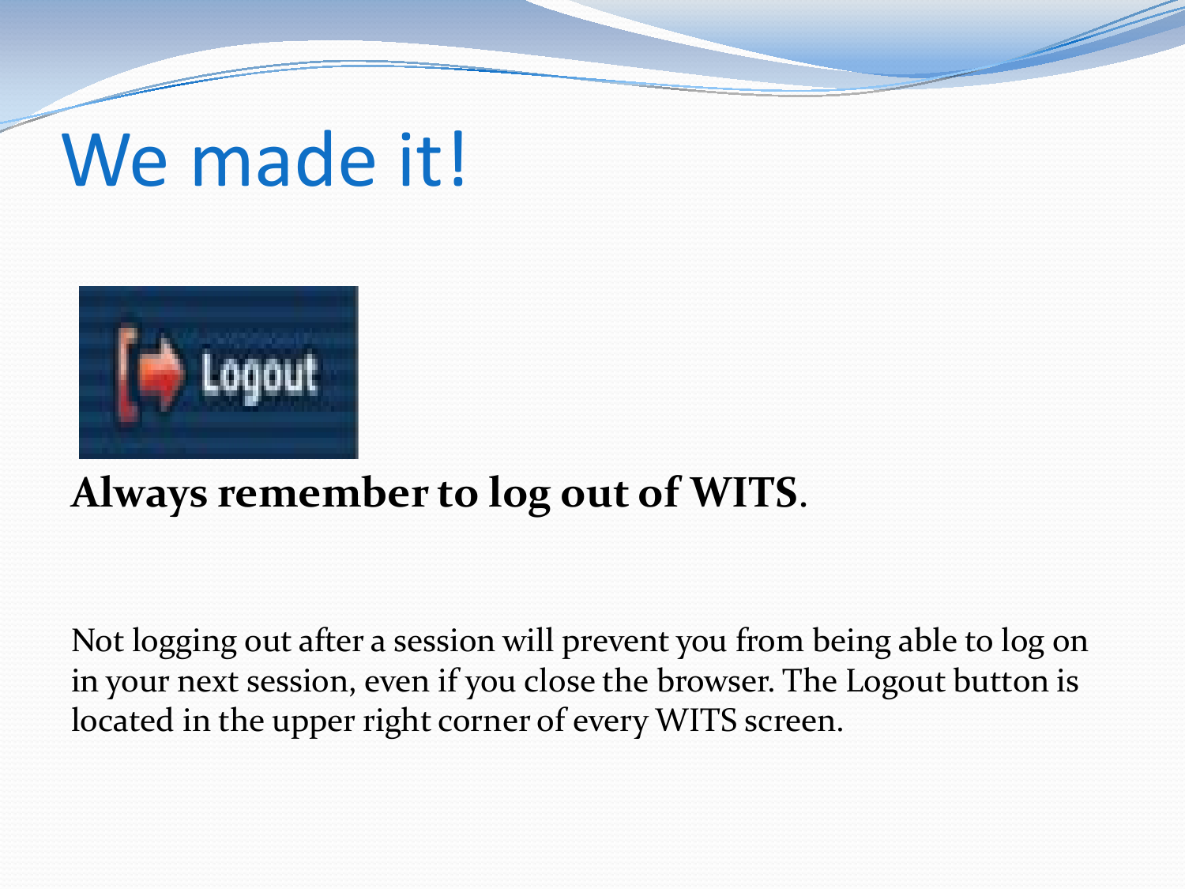# We made it!

**Always remember to log out of WITS**.

Not logging out after a session will prevent you from being able to log on in your next session, even if you close the browser. The Logout button is located in the upper right corner of every WITS screen.